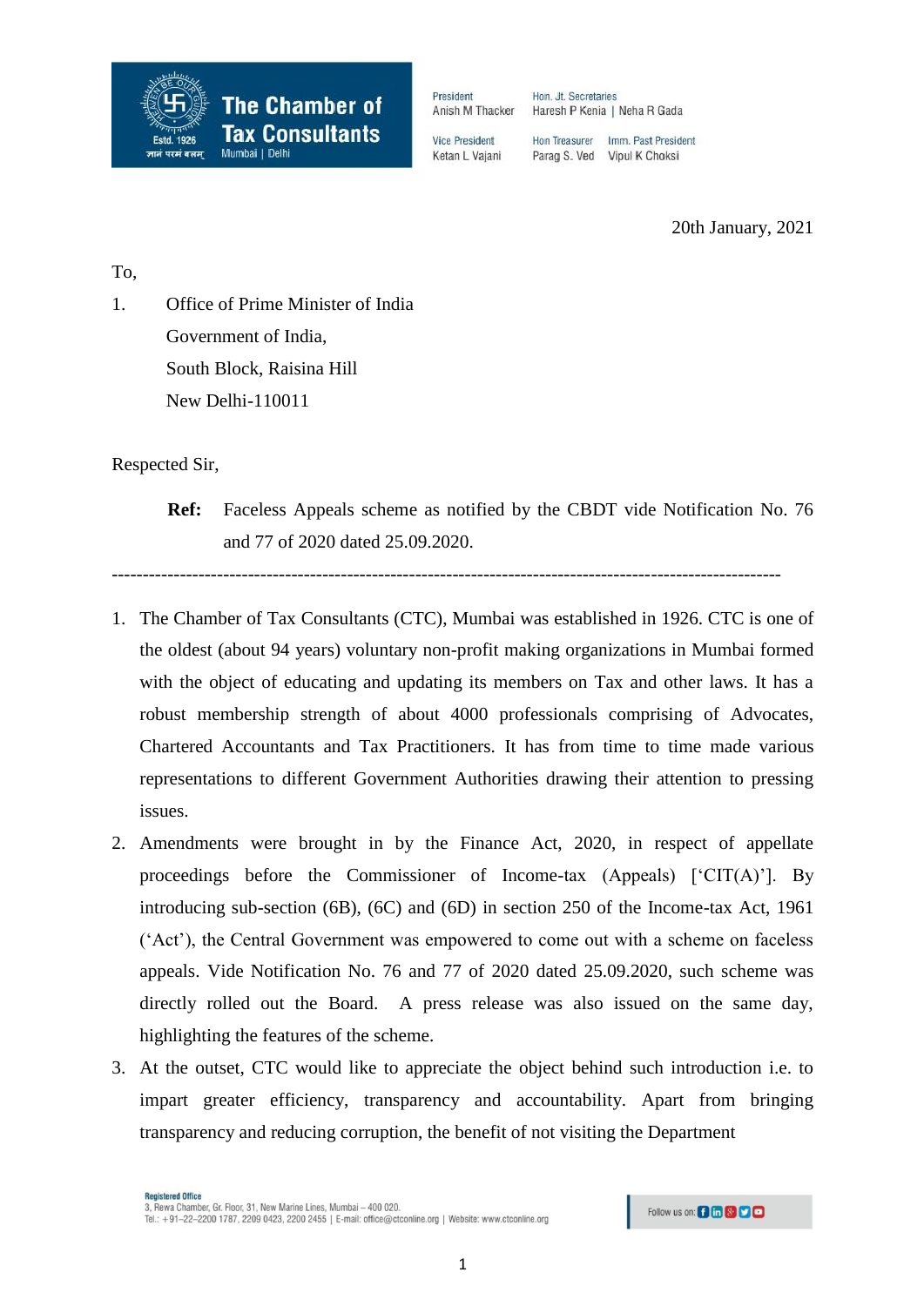**The Chamber of Tax Consultants**
Estd. 1926
Mumbai | Delhi

President: Anish M Thacker
Vice President: Ketan L Vajani
Hon. Jt. Secretaries: Haresh P Kenia | Neha R Gada
Hon Treasurer: Parag S. Ved
Imm. Past President: Vipul K Choksi

20th January, 2021

To,

1. Office of Prime Minister of India
   Government of India,
   South Block, Raisina Hill
   New Delhi-110011

Respected Sir,

**Ref:** Faceless Appeals scheme as notified by the CBDT vide Notification No. 76 and 77 of 2020 dated 25.09.2020.

---

1. The Chamber of Tax Consultants (CTC), Mumbai was established in 1926. CTC is one of the oldest (about 94 years) voluntary non-profit making organizations in Mumbai formed with the object of educating and updating its members on Tax and other laws. It has a robust membership strength of about 4000 professionals comprising of Advocates, Chartered Accountants and Tax Practitioners. It has from time to time made various representations to different Government Authorities drawing their attention to pressing issues.
2. Amendments were brought in by the Finance Act, 2020, in respect of appellate proceedings before the Commissioner of Income-tax (Appeals) ['CIT(A)']. By introducing sub-section (6B), (6C) and (6D) in section 250 of the Income-tax Act, 1961 ('Act'), the Central Government was empowered to come out with a scheme on faceless appeals. Vide Notification No. 76 and 77 of 2020 dated 25.09.2020, such scheme was directly rolled out the Board. A press release was also issued on the same day, highlighting the features of the scheme.
3. At the outset, CTC would like to appreciate the object behind such introduction i.e. to impart greater efficiency, transparency and accountability. Apart from bringing transparency and reducing corruption, the benefit of not visiting the Department

Registered Office
3, Rewa Chamber, Gr. Floor, 31, New Marine Lines, Mumbai – 400 020.
Tel.: +91–22–2200 1787, 2209 0423, 2200 2455 | E-mail: office@ctconline.org | Website: www.ctconline.org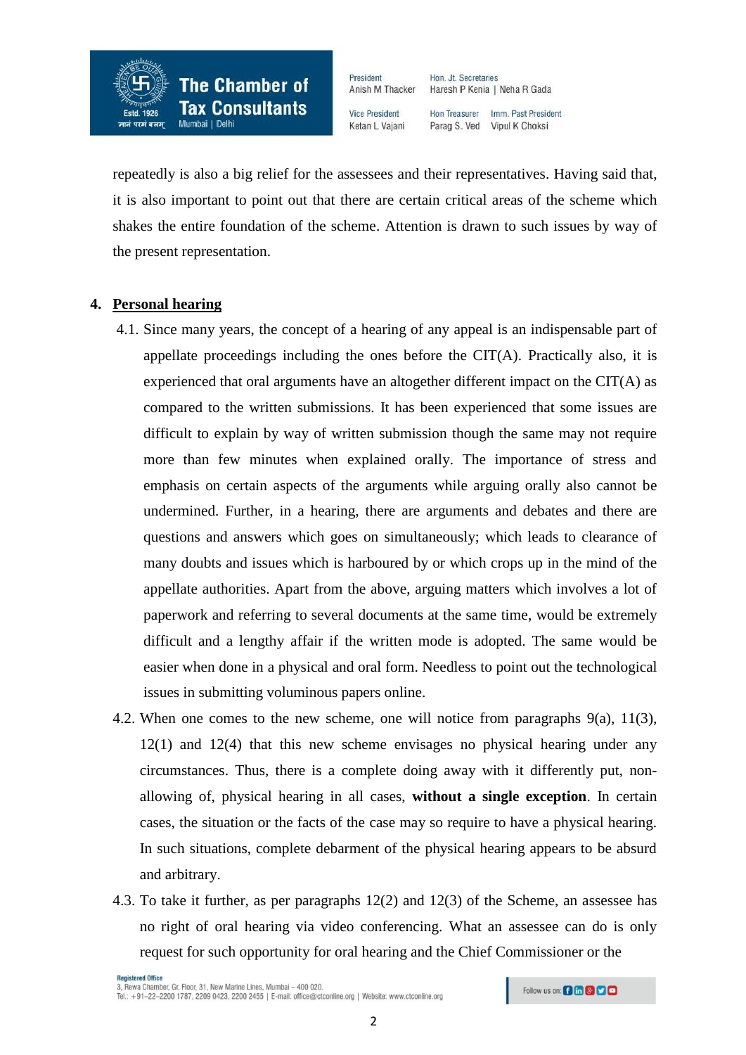repeatedly is also a big relief for the assessees and their representatives. Having said that, it is also important to point out that there are certain critical areas of the scheme which shakes the entire foundation of the scheme. Attention is drawn to such issues by way of the present representation.

4. **Personal hearing**

4.1. Since many years, the concept of a hearing of any appeal is an indispensable part of appellate proceedings including the ones before the CIT(A). Practically also, it is experienced that oral arguments have an altogether different impact on the CIT(A) as compared to the written submissions. It has been experienced that some issues are difficult to explain by way of written submission though the same may not require more than few minutes when explained orally. The importance of stress and emphasis on certain aspects of the arguments while arguing orally also cannot be undermined. Further, in a hearing, there are arguments and debates and there are questions and answers which goes on simultaneously; which leads to clearance of many doubts and issues which is harboured by or which crops up in the mind of the appellate authorities. Apart from the above, arguing matters which involves a lot of paperwork and referring to several documents at the same time, would be extremely difficult and a lengthy affair if the written mode is adopted. The same would be easier when done in a physical and oral form. Needless to point out the technological issues in submitting voluminous papers online.

4.2. When one comes to the new scheme, one will notice from paragraphs 9(a), 11(3), 12(1) and 12(4) that this new scheme envisages no physical hearing under any circumstances. Thus, there is a complete doing away with it differently put, non-allowing of, physical hearing in all cases, **without a single exception**. In certain cases, the situation or the facts of the case may so require to have a physical hearing. In such situations, complete debarment of the physical hearing appears to be absurd and arbitrary.

4.3. To take it further, as per paragraphs 12(2) and 12(3) of the Scheme, an assessee has no right of oral hearing via video conferencing. What an assessee can do is only request for such opportunity for oral hearing and the Chief Commissioner or the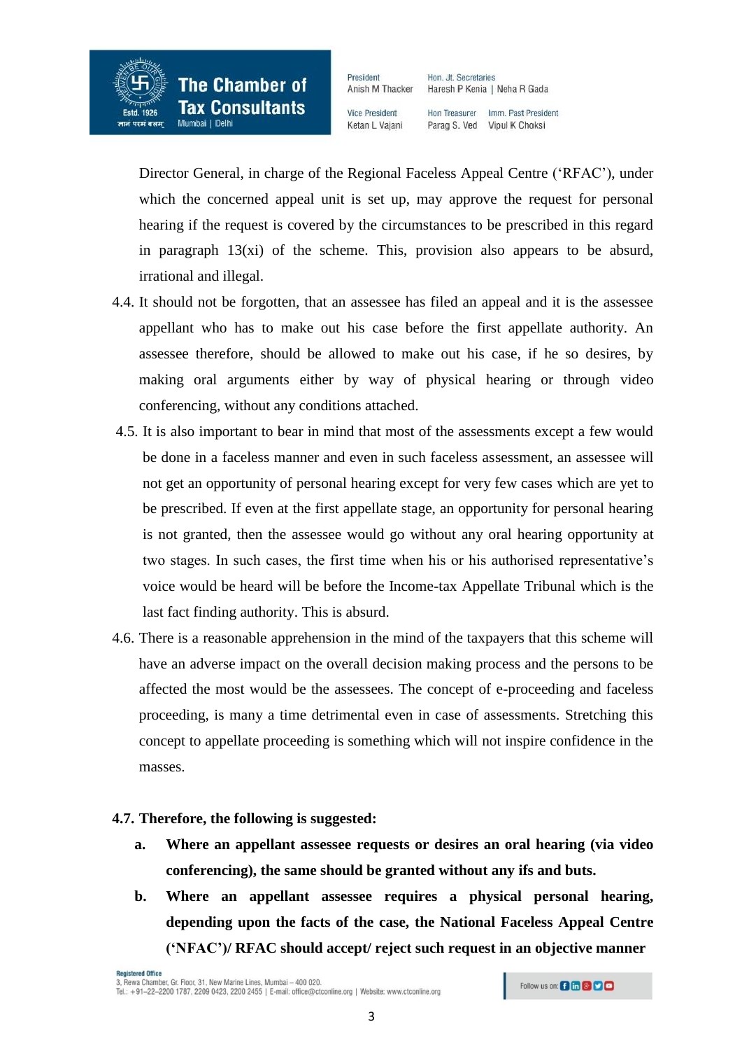Director General, in charge of the Regional Faceless Appeal Centre ('RFAC'), under which the concerned appeal unit is set up, may approve the request for personal hearing if the request is covered by the circumstances to be prescribed in this regard in paragraph 13(xi) of the scheme. This, provision also appears to be absurd, irrational and illegal.

4.4. It should not be forgotten, that an assessee has filed an appeal and it is the assessee appellant who has to make out his case before the first appellate authority. An assessee therefore, should be allowed to make out his case, if he so desires, by making oral arguments either by way of physical hearing or through video conferencing, without any conditions attached.

4.5. It is also important to bear in mind that most of the assessments except a few would be done in a faceless manner and even in such faceless assessment, an assessee will not get an opportunity of personal hearing except for very few cases which are yet to be prescribed. If even at the first appellate stage, an opportunity for personal hearing is not granted, then the assessee would go without any oral hearing opportunity at two stages. In such cases, the first time when his or his authorised representative's voice would be heard will be before the Income-tax Appellate Tribunal which is the last fact finding authority. This is absurd.

4.6. There is a reasonable apprehension in the mind of the taxpayers that this scheme will have an adverse impact on the overall decision making process and the persons to be affected the most would be the assessees. The concept of e-proceeding and faceless proceeding, is many a time detrimental even in case of assessments. Stretching this concept to appellate proceeding is something which will not inspire confidence in the masses.

**4.7. Therefore, the following is suggested:**

**a. Where an appellant assessee requests or desires an oral hearing (via video conferencing), the same should be granted without any ifs and buts.**

**b. Where an appellant assessee requires a physical personal hearing, depending upon the facts of the case, the National Faceless Appeal Centre ('NFAC')/ RFAC should accept/ reject such request in an objective manner**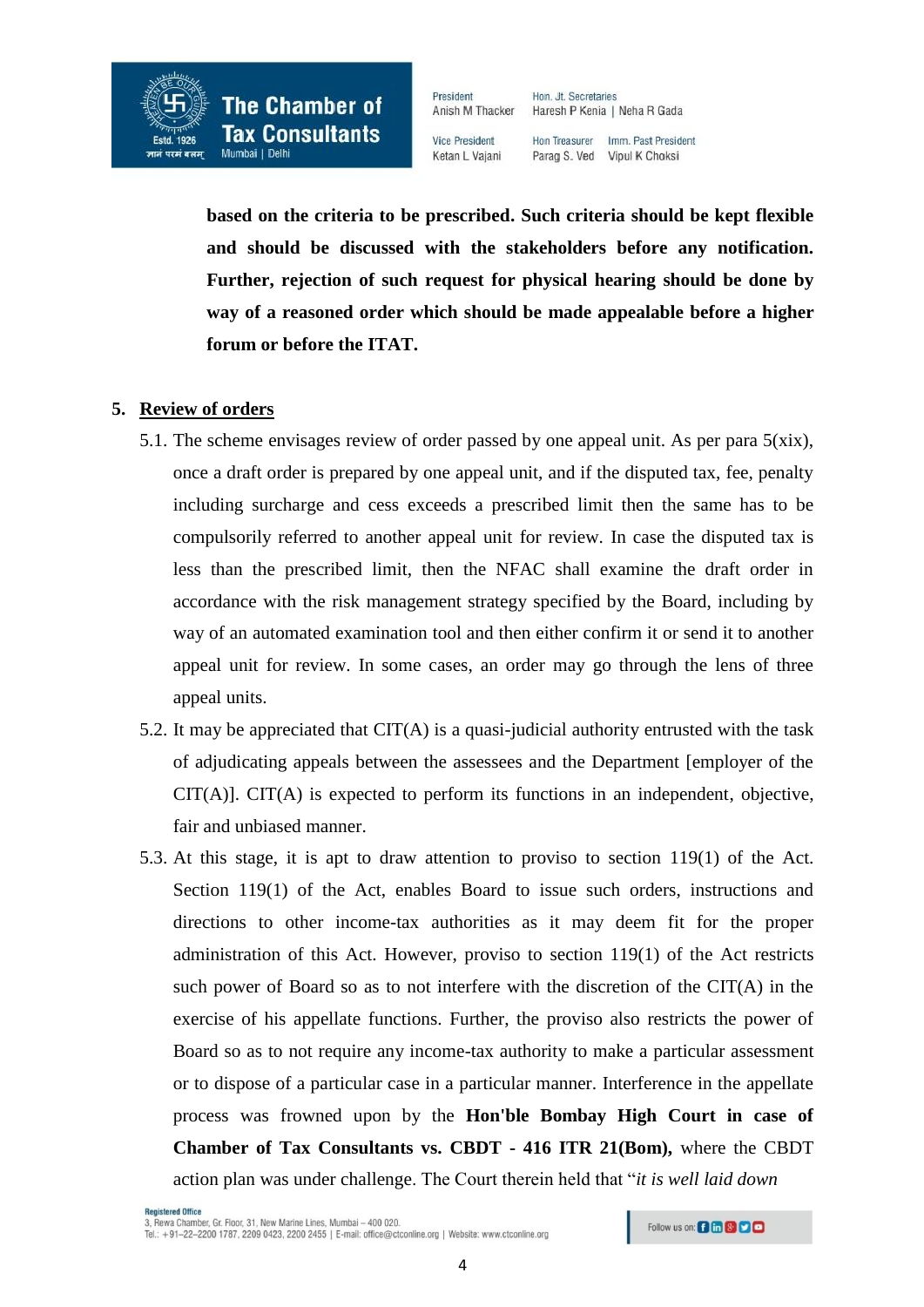**based on the criteria to be prescribed. Such criteria should be kept flexible and should be discussed with the stakeholders before any notification. Further, rejection of such request for physical hearing should be done by way of a reasoned order which should be made appealable before a higher forum or before the ITAT.**

5. **Review of orders**

5.1. The scheme envisages review of order passed by one appeal unit. As per para 5(xix), once a draft order is prepared by one appeal unit, and if the disputed tax, fee, penalty including surcharge and cess exceeds a prescribed limit then the same has to be compulsorily referred to another appeal unit for review. In case the disputed tax is less than the prescribed limit, then the NFAC shall examine the draft order in accordance with the risk management strategy specified by the Board, including by way of an automated examination tool and then either confirm it or send it to another appeal unit for review. In some cases, an order may go through the lens of three appeal units.

5.2. It may be appreciated that CIT(A) is a quasi-judicial authority entrusted with the task of adjudicating appeals between the assessees and the Department [employer of the CIT(A)]. CIT(A) is expected to perform its functions in an independent, objective, fair and unbiased manner.

5.3. At this stage, it is apt to draw attention to proviso to section 119(1) of the Act. Section 119(1) of the Act, enables Board to issue such orders, instructions and directions to other income-tax authorities as it may deem fit for the proper administration of this Act. However, proviso to section 119(1) of the Act restricts such power of Board so as to not interfere with the discretion of the CIT(A) in the exercise of his appellate functions. Further, the proviso also restricts the power of Board so as to not require any income-tax authority to make a particular assessment or to dispose of a particular case in a particular manner. Interference in the appellate process was frowned upon by the **Hon'ble Bombay High Court in case of Chamber of Tax Consultants vs. CBDT - 416 ITR 21(Bom),** where the CBDT action plan was under challenge. The Court therein held that "*it is well laid down*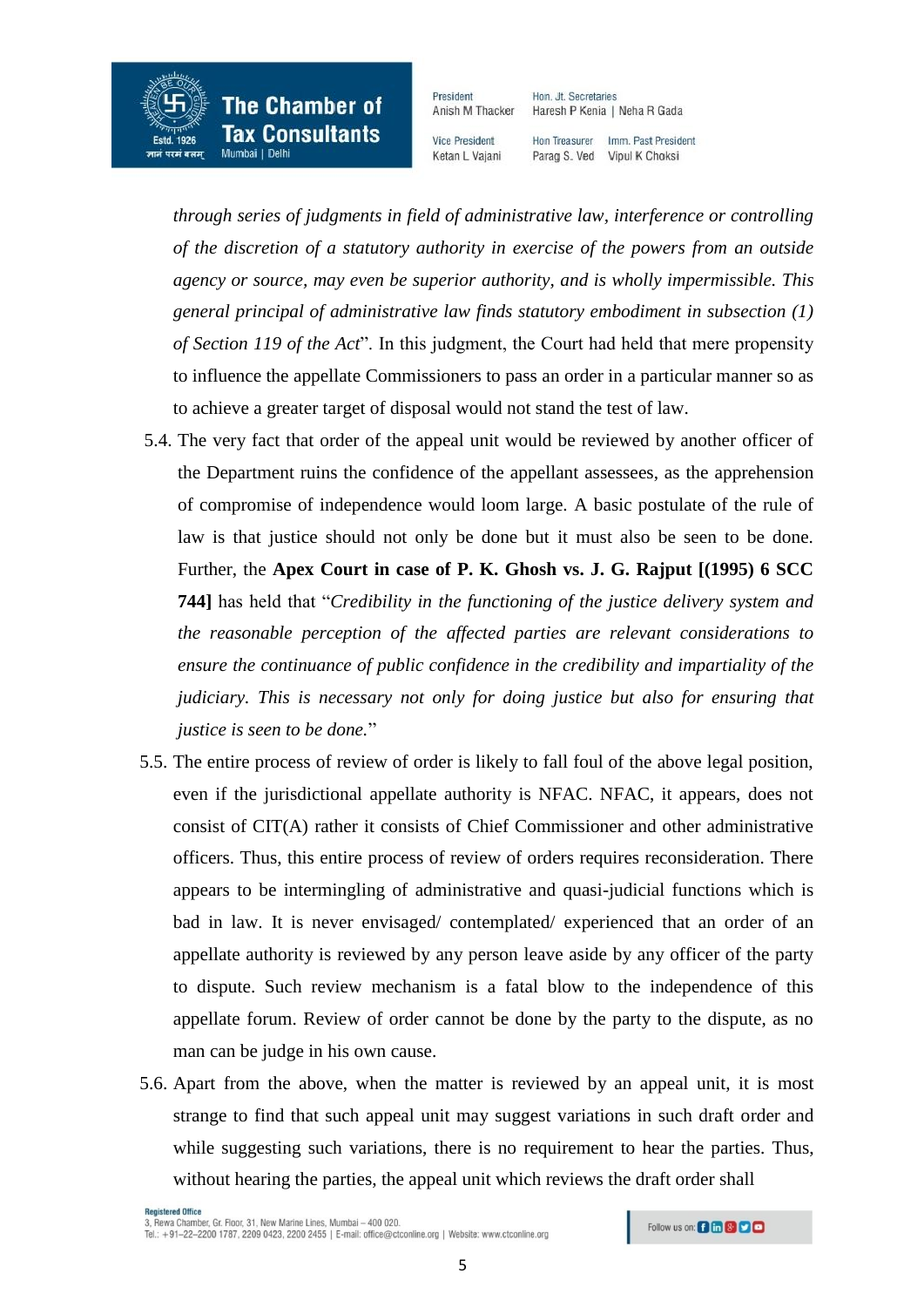*through series of judgments in field of administrative law, interference or controlling of the discretion of a statutory authority in exercise of the powers from an outside agency or source, may even be superior authority, and is wholly impermissible. This general principal of administrative law finds statutory embodiment in subsection (1) of Section 119 of the Act*". In this judgment, the Court had held that mere propensity to influence the appellate Commissioners to pass an order in a particular manner so as to achieve a greater target of disposal would not stand the test of law.

5.4. The very fact that order of the appeal unit would be reviewed by another officer of the Department ruins the confidence of the appellant assessees, as the apprehension of compromise of independence would loom large. A basic postulate of the rule of law is that justice should not only be done but it must also be seen to be done. Further, the **Apex Court in case of P. K. Ghosh vs. J. G. Rajput [(1995) 6 SCC 744]** has held that "*Credibility in the functioning of the justice delivery system and the reasonable perception of the affected parties are relevant considerations to ensure the continuance of public confidence in the credibility and impartiality of the judiciary. This is necessary not only for doing justice but also for ensuring that justice is seen to be done.*"

5.5. The entire process of review of order is likely to fall foul of the above legal position, even if the jurisdictional appellate authority is NFAC. NFAC, it appears, does not consist of CIT(A) rather it consists of Chief Commissioner and other administrative officers. Thus, this entire process of review of orders requires reconsideration. There appears to be intermingling of administrative and quasi-judicial functions which is bad in law. It is never envisaged/ contemplated/ experienced that an order of an appellate authority is reviewed by any person leave aside by any officer of the party to dispute. Such review mechanism is a fatal blow to the independence of this appellate forum. Review of order cannot be done by the party to the dispute, as no man can be judge in his own cause.

5.6. Apart from the above, when the matter is reviewed by an appeal unit, it is most strange to find that such appeal unit may suggest variations in such draft order and while suggesting such variations, there is no requirement to hear the parties. Thus, without hearing the parties, the appeal unit which reviews the draft order shall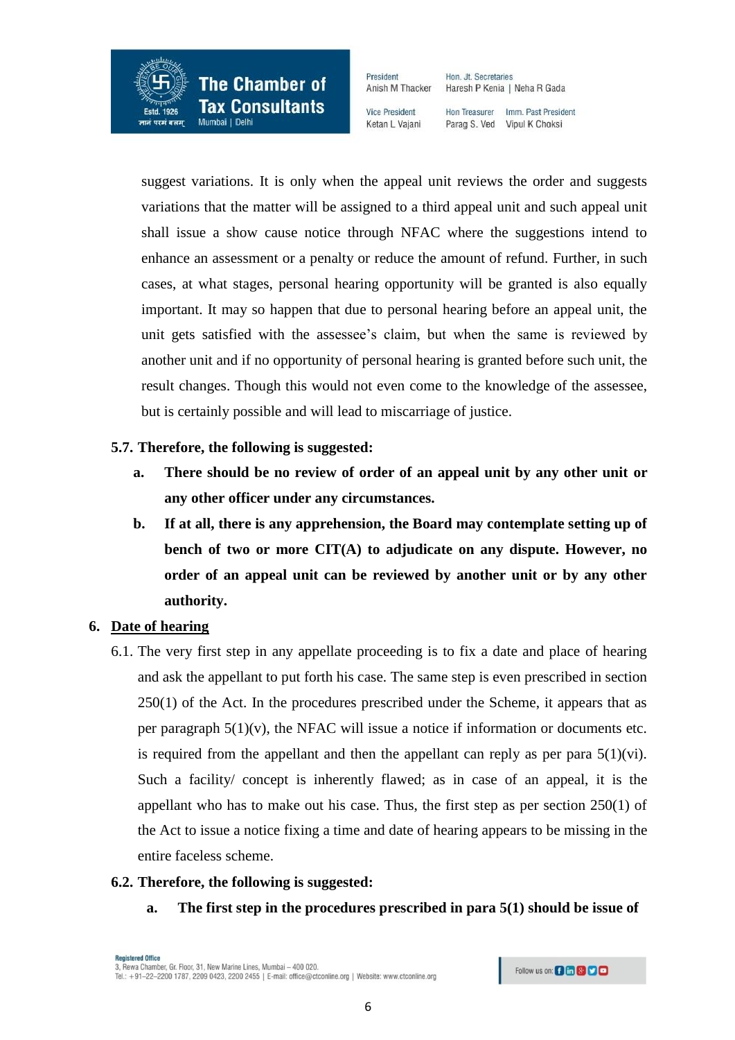suggest variations. It is only when the appeal unit reviews the order and suggests variations that the matter will be assigned to a third appeal unit and such appeal unit shall issue a show cause notice through NFAC where the suggestions intend to enhance an assessment or a penalty or reduce the amount of refund. Further, in such cases, at what stages, personal hearing opportunity will be granted is also equally important. It may so happen that due to personal hearing before an appeal unit, the unit gets satisfied with the assessee's claim, but when the same is reviewed by another unit and if no opportunity of personal hearing is granted before such unit, the result changes. Though this would not even come to the knowledge of the assessee, but is certainly possible and will lead to miscarriage of justice.

**5.7. Therefore, the following is suggested:**

- **a. There should be no review of order of an appeal unit by any other unit or any other officer under any circumstances.**
- **b. If at all, there is any apprehension, the Board may contemplate setting up of bench of two or more CIT(A) to adjudicate on any dispute. However, no order of an appeal unit can be reviewed by another unit or by any other authority.**

## 6. <u>Date of hearing</u>

6.1. The very first step in any appellate proceeding is to fix a date and place of hearing and ask the appellant to put forth his case. The same step is even prescribed in section 250(1) of the Act. In the procedures prescribed under the Scheme, it appears that as per paragraph 5(1)(v), the NFAC will issue a notice if information or documents etc. is required from the appellant and then the appellant can reply as per para 5(1)(vi). Such a facility/ concept is inherently flawed; as in case of an appeal, it is the appellant who has to make out his case. Thus, the first step as per section 250(1) of the Act to issue a notice fixing a time and date of hearing appears to be missing in the entire faceless scheme.

**6.2. Therefore, the following is suggested:**

- **a. The first step in the procedures prescribed in para 5(1) should be issue of**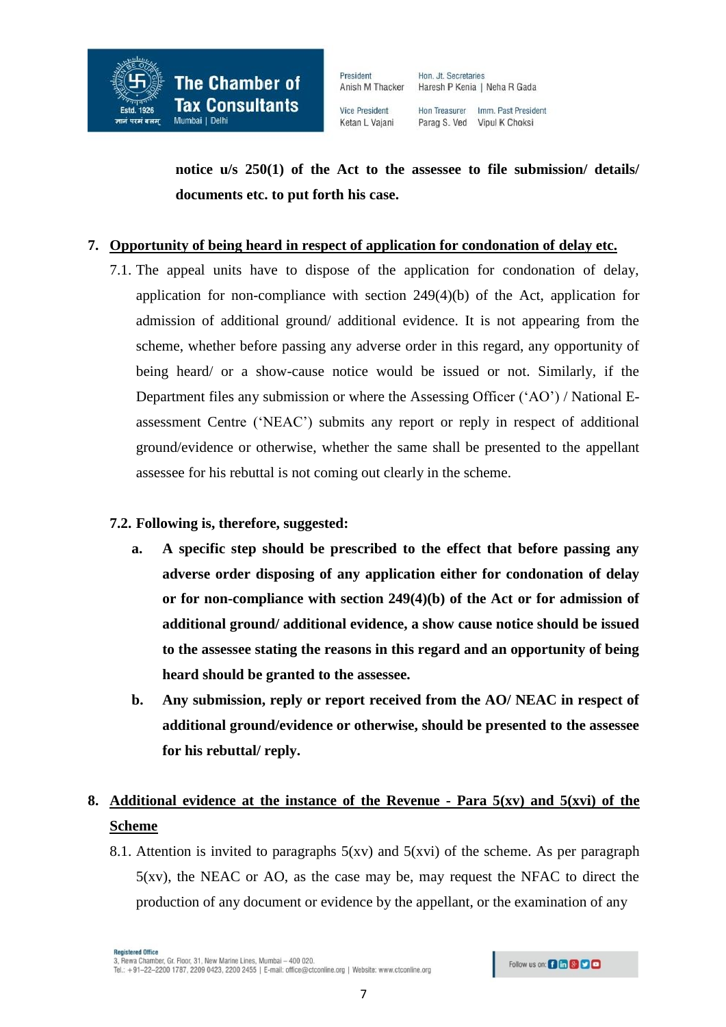**notice u/s 250(1) of the Act to the assessee to file submission/ details/ documents etc. to put forth his case.**

7. <u>**Opportunity of being heard in respect of application for condonation of delay etc.**</u>

   7.1. The appeal units have to dispose of the application for condonation of delay, application for non-compliance with section 249(4)(b) of the Act, application for admission of additional ground/ additional evidence. It is not appearing from the scheme, whether before passing any adverse order in this regard, any opportunity of being heard/ or a show-cause notice would be issued or not. Similarly, if the Department files any submission or where the Assessing Officer ('AO') / National E-assessment Centre ('NEAC') submits any report or reply in respect of additional ground/evidence or otherwise, whether the same shall be presented to the appellant assessee for his rebuttal is not coming out clearly in the scheme.

   **7.2. Following is, therefore, suggested:**

   **a. A specific step should be prescribed to the effect that before passing any adverse order disposing of any application either for condonation of delay or for non-compliance with section 249(4)(b) of the Act or for admission of additional ground/ additional evidence, a show cause notice should be issued to the assessee stating the reasons in this regard and an opportunity of being heard should be granted to the assessee.**

   **b. Any submission, reply or report received from the AO/ NEAC in respect of additional ground/evidence or otherwise, should be presented to the assessee for his rebuttal/ reply.**

8. <u>**Additional evidence at the instance of the Revenue - Para 5(xv) and 5(xvi) of the Scheme**</u>

   8.1. Attention is invited to paragraphs 5(xv) and 5(xvi) of the scheme. As per paragraph 5(xv), the NEAC or AO, as the case may be, may request the NFAC to direct the production of any document or evidence by the appellant, or the examination of any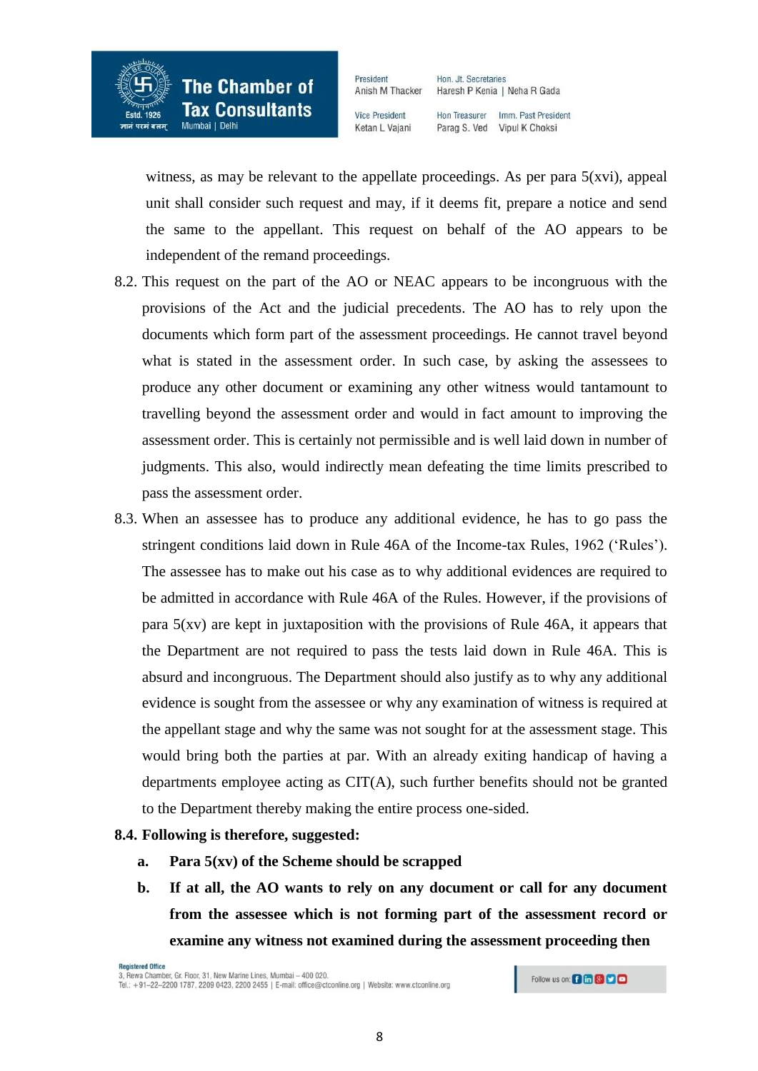witness, as may be relevant to the appellate proceedings. As per para 5(xvi), appeal unit shall consider such request and may, if it deems fit, prepare a notice and send the same to the appellant. This request on behalf of the AO appears to be independent of the remand proceedings.

8.2. This request on the part of the AO or NEAC appears to be incongruous with the provisions of the Act and the judicial precedents. The AO has to rely upon the documents which form part of the assessment proceedings. He cannot travel beyond what is stated in the assessment order. In such case, by asking the assessees to produce any other document or examining any other witness would tantamount to travelling beyond the assessment order and would in fact amount to improving the assessment order. This is certainly not permissible and is well laid down in number of judgments. This also, would indirectly mean defeating the time limits prescribed to pass the assessment order.

8.3. When an assessee has to produce any additional evidence, he has to go pass the stringent conditions laid down in Rule 46A of the Income-tax Rules, 1962 ('Rules'). The assessee has to make out his case as to why additional evidences are required to be admitted in accordance with Rule 46A of the Rules. However, if the provisions of para 5(xv) are kept in juxtaposition with the provisions of Rule 46A, it appears that the Department are not required to pass the tests laid down in Rule 46A. This is absurd and incongruous. The Department should also justify as to why any additional evidence is sought from the assessee or why any examination of witness is required at the appellant stage and why the same was not sought for at the assessment stage. This would bring both the parties at par. With an already exiting handicap of having a departments employee acting as CIT(A), such further benefits should not be granted to the Department thereby making the entire process one-sided.

**8.4. Following is therefore, suggested:**

- **a. Para 5(xv) of the Scheme should be scrapped**
- **b. If at all, the AO wants to rely on any document or call for any document from the assessee which is not forming part of the assessment record or examine any witness not examined during the assessment proceeding then**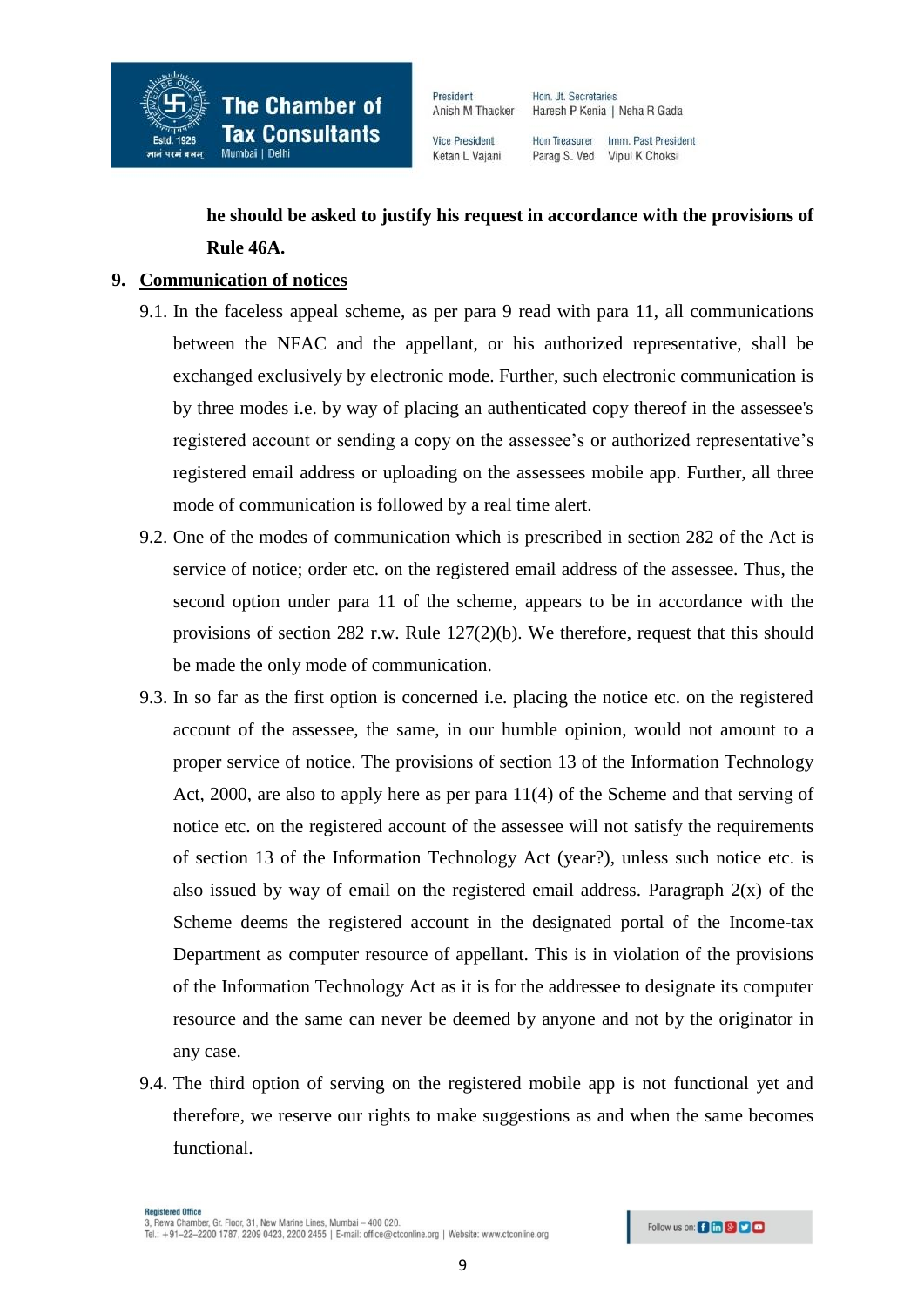**he should be asked to justify his request in accordance with the provisions of Rule 46A.**

9. **Communication of notices**

9.1. In the faceless appeal scheme, as per para 9 read with para 11, all communications between the NFAC and the appellant, or his authorized representative, shall be exchanged exclusively by electronic mode. Further, such electronic communication is by three modes i.e. by way of placing an authenticated copy thereof in the assessee's registered account or sending a copy on the assessee's or authorized representative's registered email address or uploading on the assessees mobile app. Further, all three mode of communication is followed by a real time alert.

9.2. One of the modes of communication which is prescribed in section 282 of the Act is service of notice; order etc. on the registered email address of the assessee. Thus, the second option under para 11 of the scheme, appears to be in accordance with the provisions of section 282 r.w. Rule 127(2)(b). We therefore, request that this should be made the only mode of communication.

9.3. In so far as the first option is concerned i.e. placing the notice etc. on the registered account of the assessee, the same, in our humble opinion, would not amount to a proper service of notice. The provisions of section 13 of the Information Technology Act, 2000, are also to apply here as per para 11(4) of the Scheme and that serving of notice etc. on the registered account of the assessee will not satisfy the requirements of section 13 of the Information Technology Act (year?), unless such notice etc. is also issued by way of email on the registered email address. Paragraph 2(x) of the Scheme deems the registered account in the designated portal of the Income-tax Department as computer resource of appellant. This is in violation of the provisions of the Information Technology Act as it is for the addressee to designate its computer resource and the same can never be deemed by anyone and not by the originator in any case.

9.4. The third option of serving on the registered mobile app is not functional yet and therefore, we reserve our rights to make suggestions as and when the same becomes functional.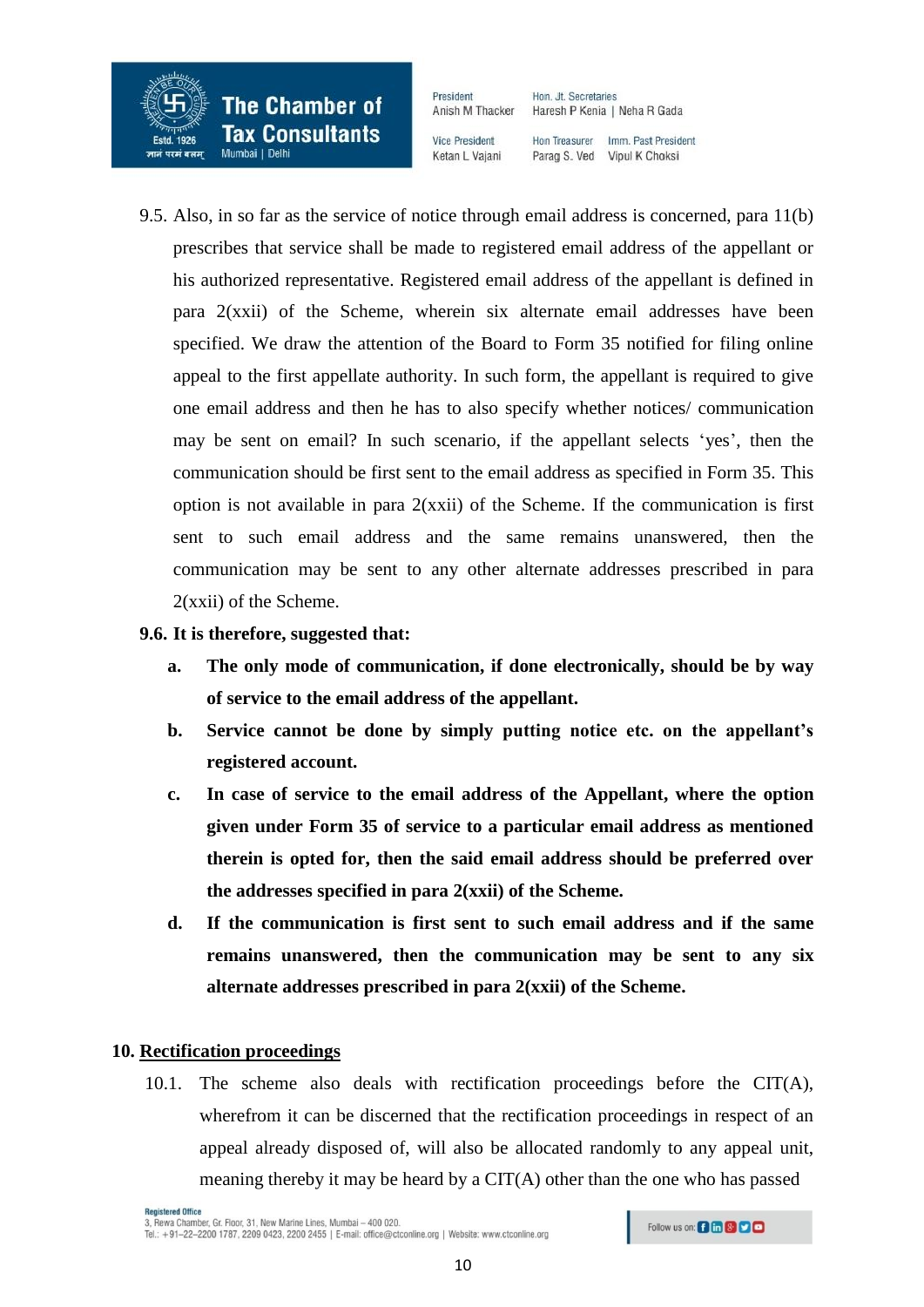9.5. Also, in so far as the service of notice through email address is concerned, para 11(b) prescribes that service shall be made to registered email address of the appellant or his authorized representative. Registered email address of the appellant is defined in para 2(xxii) of the Scheme, wherein six alternate email addresses have been specified. We draw the attention of the Board to Form 35 notified for filing online appeal to the first appellate authority. In such form, the appellant is required to give one email address and then he has to also specify whether notices/ communication may be sent on email? In such scenario, if the appellant selects 'yes', then the communication should be first sent to the email address as specified in Form 35. This option is not available in para 2(xxii) of the Scheme. If the communication is first sent to such email address and the same remains unanswered, then the communication may be sent to any other alternate addresses prescribed in para 2(xxii) of the Scheme.

**9.6. It is therefore, suggested that:**

- **a. The only mode of communication, if done electronically, should be by way of service to the email address of the appellant.**
- **b. Service cannot be done by simply putting notice etc. on the appellant's registered account.**
- **c. In case of service to the email address of the Appellant, where the option given under Form 35 of service to a particular email address as mentioned therein is opted for, then the said email address should be preferred over the addresses specified in para 2(xxii) of the Scheme.**
- **d. If the communication is first sent to such email address and if the same remains unanswered, then the communication may be sent to any six alternate addresses prescribed in para 2(xxii) of the Scheme.**

## 10. <u>Rectification proceedings</u>

10.1. The scheme also deals with rectification proceedings before the CIT(A), wherefrom it can be discerned that the rectification proceedings in respect of an appeal already disposed of, will also be allocated randomly to any appeal unit, meaning thereby it may be heard by a CIT(A) other than the one who has passed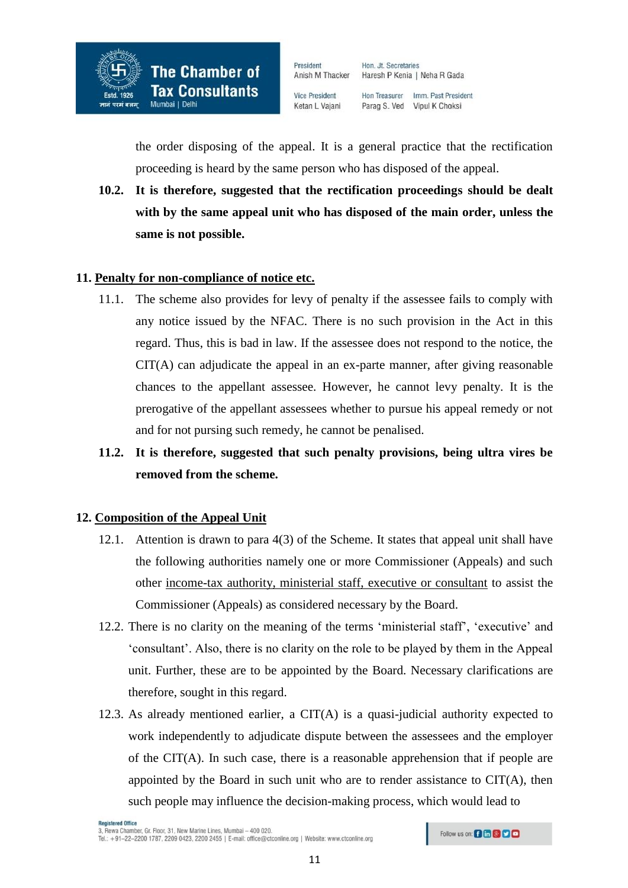the order disposing of the appeal. It is a general practice that the rectification proceeding is heard by the same person who has disposed of the appeal.

**10.2. It is therefore, suggested that the rectification proceedings should be dealt with by the same appeal unit who has disposed of the main order, unless the same is not possible.**

## 11. Penalty for non-compliance of notice etc.

11.1. The scheme also provides for levy of penalty if the assessee fails to comply with any notice issued by the NFAC. There is no such provision in the Act in this regard. Thus, this is bad in law. If the assessee does not respond to the notice, the CIT(A) can adjudicate the appeal in an ex-parte manner, after giving reasonable chances to the appellant assessee. However, he cannot levy penalty. It is the prerogative of the appellant assessees whether to pursue his appeal remedy or not and for not pursing such remedy, he cannot be penalised.

**11.2. It is therefore, suggested that such penalty provisions, being ultra vires be removed from the scheme.**

## 12. Composition of the Appeal Unit

12.1. Attention is drawn to para 4(3) of the Scheme. It states that appeal unit shall have the following authorities namely one or more Commissioner (Appeals) and such other income-tax authority, ministerial staff, executive or consultant to assist the Commissioner (Appeals) as considered necessary by the Board.

12.2. There is no clarity on the meaning of the terms 'ministerial staff', 'executive' and 'consultant'. Also, there is no clarity on the role to be played by them in the Appeal unit. Further, these are to be appointed by the Board. Necessary clarifications are therefore, sought in this regard.

12.3. As already mentioned earlier, a CIT(A) is a quasi-judicial authority expected to work independently to adjudicate dispute between the assessees and the employer of the CIT(A). In such case, there is a reasonable apprehension that if people are appointed by the Board in such unit who are to render assistance to CIT(A), then such people may influence the decision-making process, which would lead to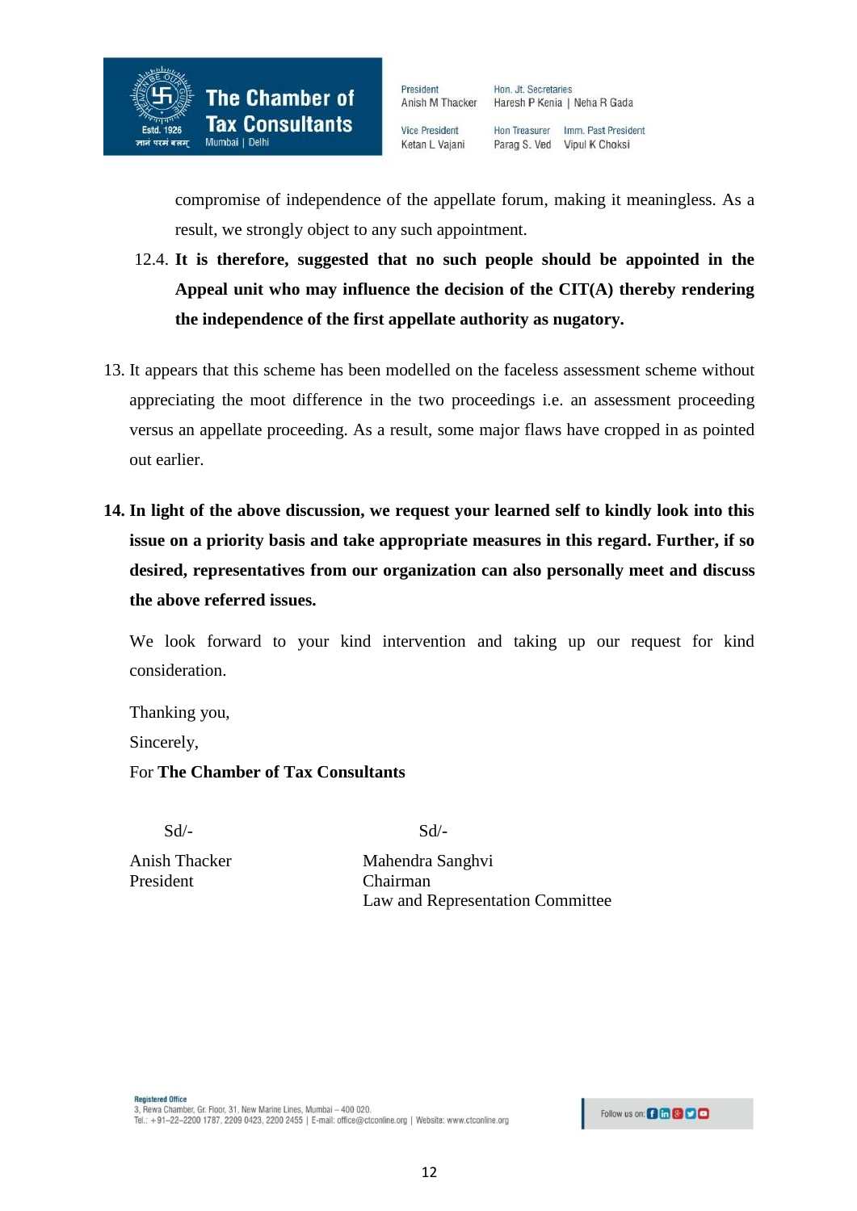compromise of independence of the appellate forum, making it meaningless. As a result, we strongly object to any such appointment.

12.4. **It is therefore, suggested that no such people should be appointed in the Appeal unit who may influence the decision of the CIT(A) thereby rendering the independence of the first appellate authority as nugatory.**

13. It appears that this scheme has been modelled on the faceless assessment scheme without appreciating the moot difference in the two proceedings i.e. an assessment proceeding versus an appellate proceeding. As a result, some major flaws have cropped in as pointed out earlier.

14. **In light of the above discussion, we request your learned self to kindly look into this issue on a priority basis and take appropriate measures in this regard. Further, if so desired, representatives from our organization can also personally meet and discuss the above referred issues.**

We look forward to your kind intervention and taking up our request for kind consideration.

Thanking you,

Sincerely,

For **The Chamber of Tax Consultants**

| | |
|---|---|
| Sd/- | Sd/- |
| Anish Thacker<br>President | Mahendra Sanghvi<br>Chairman<br>Law and Representation Committee |